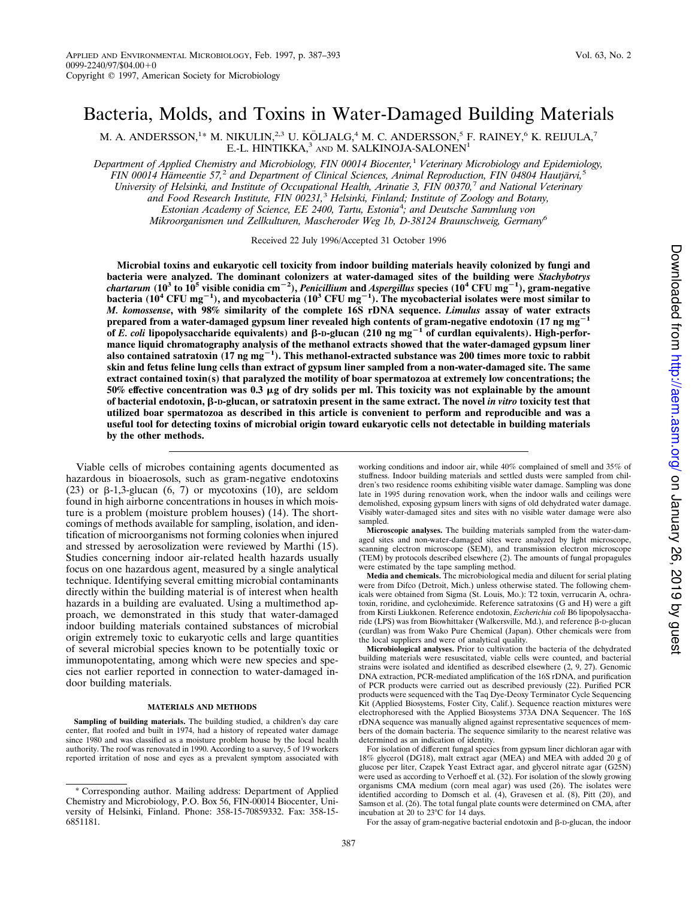# Bacteria, Molds, and Toxins in Water-Damaged Building Materials

M. A. ANDERSSON,[1*] M. NIKULIN,[2,3] U. KÖLJALG,[4] M. C. ANDERSSON,[5] F. RAINEY,[6] K. REIJULA,[7] E.-L. HINTIKKA,[3] AND M. SALKINOJA-SALONEN[1]

*Department of Applied Chemistry and Microbiology, FIN 00014 Biocenter,[1] Veterinary Microbiology and Epidemiology, FIN 00014 Hämeentie 57,[2] and Department of Clinical Sciences, Animal Reproduction, FIN 04804 Hautjärvi,[5] University of Helsinki, and Institute of Occupational Health, Arinatie 3, FIN 00370,[7] and National Veterinary and Food Research Institute, FIN 00231,[3] Helsinki, Finland; Institute of Zoology and Botany, Estonian Academy of Science, EE 2400, Tartu, Estonia[4]; and Deutsche Sammlung von Mikroorganismen und Zellkulturen, Mascheroder Weg 1b, D-38124 Braunschweig, Germany[6]*

Received 22 July 1996/Accepted 31 October 1996

**Microbial toxins and eukaryotic cell toxicity from indoor building materials heavily colonized by fungi and bacteria were analyzed. The dominant colonizers at water-damaged sites of the building were *Stachybotrys chartarum* ($10^3$ to $10^5$ visible conidia $cm^{-2}$), *Penicillium* and *Aspergillus* species ($10^4$ CFU $mg^{-1}$), gram-negative bacteria ($10^4$ CFU $mg^{-1}$), and mycobacteria ($10^3$ CFU $mg^{-1}$). The mycobacterial isolates were most similar to *M. komossense*, with 98% similarity of the complete 16S rDNA sequence. *Limulus* assay of water extracts prepared from a water-damaged gypsum liner revealed high contents of gram-negative endotoxin (17 ng $mg^{-1}$ of *E. coli* lipopolysaccharide equivalents) and β-D-glucan (210 ng $mg^{-1}$ of curdlan equivalents). High-performance liquid chromatography analysis of the methanol extracts showed that the water-damaged gypsum liner also contained satratoxin (17 ng $mg^{-1}$). This methanol-extracted substance was 200 times more toxic to rabbit skin and fetus feline lung cells than extract of gypsum liner sampled from a non-water-damaged site. The same extract contained toxin(s) that paralyzed the motility of boar spermatozoa at extremely low concentrations; the 50% effective concentration was 0.3 μg of dry solids per ml. This toxicity was not explainable by the amount of bacterial endotoxin, β-D-glucan, or satratoxin present in the same extract. The novel *in vitro* toxicity test that utilized boar spermatozoa as described in this article is convenient to perform and reproducible and was a useful tool for detecting toxins of microbial origin toward eukaryotic cells not detectable in building materials by the other methods.**

Viable cells of microbes containing agents documented as hazardous in bioaerosols, such as gram-negative endotoxins (23) or β-1,3-glucan (6, 7) or mycotoxins (10), are seldom found in high airborne concentrations in houses in which moisture is a problem (moisture problem houses) (14). The shortcomings of methods available for sampling, isolation, and identification of microorganisms not forming colonies when injured and stressed by aerosolization were reviewed by Marthi (15). Studies concerning indoor air-related health hazards usually focus on one hazardous agent, measured by a single analytical technique. Identifying several emitting microbial contaminants directly within the building material is of interest when health hazards in a building are evaluated. Using a multimethod approach, we demonstrated in this study that water-damaged indoor building materials contained substances of microbial origin extremely toxic to eukaryotic cells and large quantities of several microbial species known to be potentially toxic or immunopotentating, among which were new species and species not earlier reported in connection to water-damaged indoor building materials.

## MATERIALS AND METHODS

**Sampling of building materials.** The building studied, a children's day care center, flat roofed and built in 1974, had a history of repeated water damage since 1980 and was classified as a moisture problem house by the local health authority. The roof was renovated in 1990. According to a survey, 5 of 19 workers reported irritation of nose and eyes as a prevalent symptom associated with working conditions and indoor air, while 40% complained of smell and 35% of stuffness. Indoor building materials and settled dusts were sampled from children's two residence rooms exhibiting visible water damage. Sampling was done late in 1995 during renovation work, when the indoor walls and ceilings were demolished, exposing gypsum liners with signs of old dehydrated water damage. Visibly water-damaged sites and sites with no visible water damage were also sampled.

**Microscopic analyses.** The building materials sampled from the water-damaged sites and non-water-damaged sites were analyzed by light microscope, scanning electron microscope (SEM), and transmission electron microscope (TEM) by protocols described elsewhere (2). The amounts of fungal propagules were estimated by the tape sampling method.

**Media and chemicals.** The microbiological media and diluent for serial plating were from Difco (Detroit, Mich.) unless otherwise stated. The following chemicals were obtained from Sigma (St. Louis, Mo.): T2 toxin, verrucarin A, ochratoxin, roridine, and cycloheximide. Reference satratoxins (G and H) were a gift from Kirsti Liukkonen. Reference endotoxin, *Escherichia coli* B6 lipopolysaccharide (LPS) was from Biowhittaker (Walkersville, Md.), and reference β-D-glucan (curdlan) was from Wako Pure Chemical (Japan). Other chemicals were from the local suppliers and were of analytical quality.

**Microbiological analyses.** Prior to cultivation the bacteria of the dehydrated building materials were resuscitated, viable cells were counted, and bacterial strains were isolated and identified as described elsewhere (2, 9, 27). Genomic DNA extraction, PCR-mediated amplification of the 16S rDNA, and purification of PCR products were carried out as described previously (22). Purified PCR products were sequenced with the Taq Dye-Deoxy Terminator Cycle Sequencing Kit (Applied Biosystems, Foster City, Calif.). Sequence reaction mixtures were electrophoresed with the Applied Biosystems 373A DNA Sequencer. The 16S rDNA sequence was manually aligned against representative sequences of members of the domain bacteria. The sequence similarity to the nearest relative was determined as an indication of identity.

For isolation of different fungal species from gypsum liner dichloran agar with 18% glycerol (DG18), malt extract agar (MEA) and MEA with added 20 g of glucose per liter, Czapek Yeast Extract agar, and glycerol nitrate agar (G25N) were used as according to Verhoeff et al. (32). For isolation of the slowly growing organisms CMA medium (corn meal agar) was used (26). The isolates were identified according to Domsch et al. (4), Gravesen et al. (8), Pitt (20), and Samson et al. (26). The total fungal plate counts were determined on CMA, after incubation at 20 to 23°C for 14 days.

For the assay of gram-negative bacterial endotoxin and β-D-glucan, the indoor

\* Corresponding author. Mailing address: Department of Applied Chemistry and Microbiology, P.O. Box 56, FIN-00014 Biocenter, University of Helsinki, Finland. Phone: 358-15-70859332. Fax: 358-15-6851181.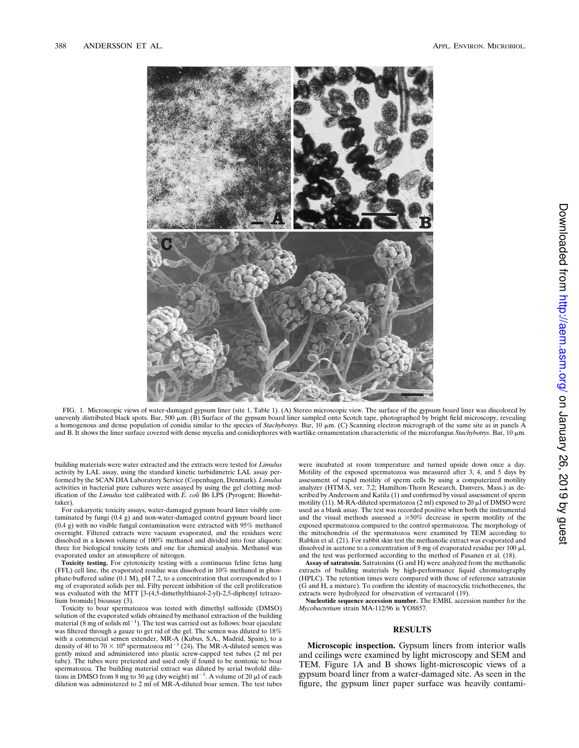FIG. 1. Microscopic views of water-damaged gypsum liner (site 1, Table 1). (A) Stereo microscopic view. The surface of the gypsum board liner was discolored by unevenly distributed black spots. Bar, 500 μm. (B) Surface of the gypsum board liner sampled onto Scotch tape, photographed by bright field microscopy, revealing a homogenous and dense population of conidia similar to the species of *Stachybotrys*. Bar, 10 μm. (C) Scanning electron micrograph of the same site as in panels A and B. It shows the liner surface covered with dense mycelia and conidiophores with wartlike ornamentation characteristic of the microfungus *Stachybotrys*. Bar, 10 μm.

building materials were water extracted and the extracts were tested for *Limulus* activity by LAL assay, using the standard kinetic turbidimetric LAL assay performed by the SCAN DIA Laboratory Service (Copenhagen, Denmark). *Limulus* activities in bacterial pure cultures were assayed by using the gel clotting modification of the *Limulus* test calibrated with *E. coli* B6 LPS (Pyrogent; Biowhittaker).

For eukaryotic toxicity assays, water-damaged gypsum board liner visibly contaminated by fungi (0.4 g) and non-water-damaged control gypsum board liner (0.4 g) with no visible fungal contamination were extracted with 95% methanol overnight. Filtered extracts were vacuum evaporated, and the residues were dissolved in a known volume of 100% methanol and divided into four aliquots: three for biological toxicity tests and one for chemical analysis. Methanol was evaporated under an atmosphere of nitrogen.

**Toxicity testing.** For cytotoxicity testing with a continuous feline fetus lung (FFL) cell line, the evaporated residue was dissolved in 10% methanol in phosphate-buffered saline (0.1 M), pH 7.2, to a concentration that corresponded to 1 mg of evaporated solids per ml. Fifty percent inhibition of the cell proliferation was evaluated with the MTT [3-(4,5-dimethylthiazol-2-yl)-2,5-diphenyl tetrazolium bromide] bioassay (3).

Toxicity to boar spermatozoa was tested with dimethyl sulfoxide (DMSO) solution of the evaporated solids obtained by methanol extraction of the building material (8 mg of solids $ml^{-1}$). The test was carried out as follows: boar ejaculate was filtered through a gauze to get rid of the gel. The semen was diluted to 18% with a commercial semen extender, MR-A (Kubus, S.A., Madrid, Spain), to a density of 40 to $70 \times 10^6$ spermatozoa $ml^{-1}$ (24). The MR-A-diluted semen was gently mixed and administered into plastic screw-capped test tubes (2 ml per tube). The tubes were pretested and used only if found to be nontoxic to boar spermatozoa. The building material extract was diluted by serial twofold dilutions in DMSO from 8 mg to 30 μg (dry weight) $ml^{-1}$. A volume of 20 μl of each dilution was administered to 2 ml of MR-A-diluted boar semen. The test tubes were incubated at room temperature and turned upside down once a day. Motility of the exposed spermatozoa was measured after 3, 4, and 5 days by assessment of rapid motility of sperm cells by using a computerized motility analyzer (HTM-S, ver. 7.2; Hamilton-Thorn Research, Danvers, Mass.) as described by Andersson and Katila (1) and confirmed by visual assessment of sperm motility (11). M-RA-diluted spermatozoa (2 ml) exposed to 20 μl of DMSO were used as a blank assay. The test was recorded positive when both the instrumental and the visual methods assessed a ≥50% decrease in sperm motility of the exposed spermatozoa compared to the control spermatozoa. The morphology of the mitochondria of the spermatozoa were examined by TEM according to Rabkin et al. (21). For rabbit skin test the methanolic extract was evaporated and dissolved in acetone to a concentration of 8 mg of evaporated residue per 100 μl, and the test was performed according to the method of Pasanen et al. (18).

**Assay of satratoxin.** Satratoxins (G and H) were analyzed from the methanolic extracts of building materials by high-performance liquid chromatography (HPLC). The retention times were compared with those of reference satratoxin (G and H, a mixture). To confirm the identity of macrocyclic trichothecenes, the extracts were hydrolyzed for observation of verrucarol (19).

**Nucleotide sequence accession number.** The EMBL accession number for the *Mycobacterium* strain MA-112/96 is YO8857.

## RESULTS

**Microscopic inspection.** Gypsum liners from interior walls and ceilings were examined by light microscopy and SEM and TEM. Figure 1A and B shows light-microscopic views of a gypsum board liner from a water-damaged site. As seen in the figure, the gypsum liner paper surface was heavily contami-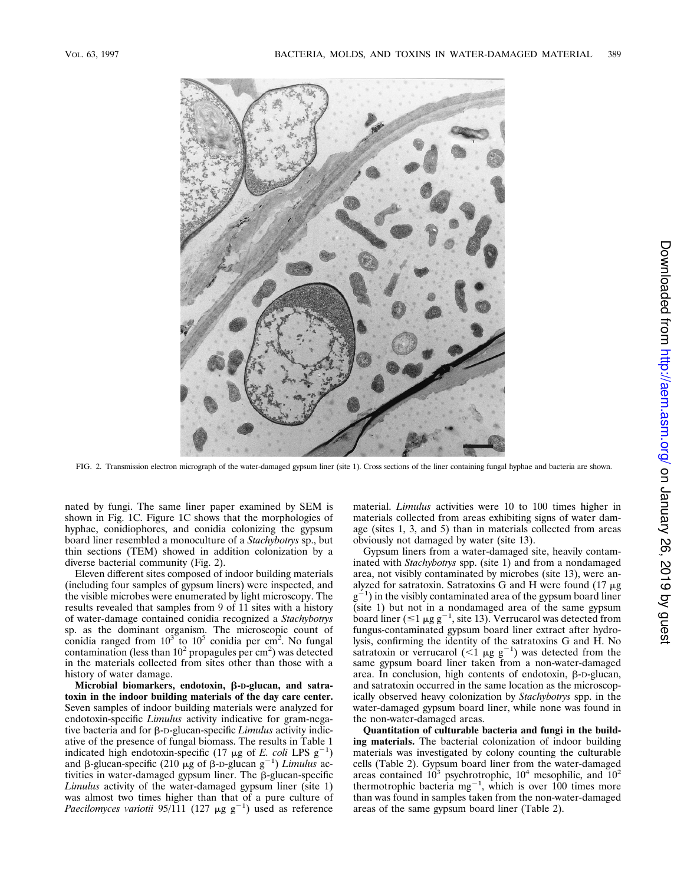FIG. 2. Transmission electron micrograph of the water-damaged gypsum liner (site 1). Cross sections of the liner containing fungal hyphae and bacteria are shown.

nated by fungi. The same liner paper examined by SEM is shown in Fig. 1C. Figure 1C shows that the morphologies of hyphae, conidiophores, and conidia colonizing the gypsum board liner resembled a monoculture of a *Stachybotrys* sp., but thin sections (TEM) showed in addition colonization by a diverse bacterial community (Fig. 2).

Eleven different sites composed of indoor building materials (including four samples of gypsum liners) were inspected, and the visible microbes were enumerated by light microscopy. The results revealed that samples from 9 of 11 sites with a history of water-damage contained conidia recognized a *Stachybotrys* sp. as the dominant organism. The microscopic count of conidia ranged from $10^3$ to $10^5$ conidia per $cm^2$. No fungal contamination (less than $10^2$ propagules per $cm^2$) was detected in the materials collected from sites other than those with a history of water damage.

**Microbial biomarkers, endotoxin, β-D-glucan, and satratoxin in the indoor building materials of the day care center.** Seven samples of indoor building materials were analyzed for endotoxin-specific *Limulus* activity indicative for gram-negative bacteria and for β-D-glucan-specific *Limulus* activity indicative of the presence of fungal biomass. The results in Table 1 indicated high endotoxin-specific (17 μg of *E. coli* LPS $g^{-1}$) and β-glucan-specific (210 μg of β-D-glucan $g^{-1}$) *Limulus* activities in water-damaged gypsum liner. The β-glucan-specific *Limulus* activity of the water-damaged gypsum liner (site 1) was almost two times higher than that of a pure culture of *Paecilomyces variotii* 95/111 (127 μg $g^{-1}$) used as reference material. *Limulus* activities were 10 to 100 times higher in materials collected from areas exhibiting signs of water damage (sites 1, 3, and 5) than in materials collected from areas obviously not damaged by water (site 13).

Gypsum liners from a water-damaged site, heavily contaminated with *Stachybotrys* spp. (site 1) and from a nondamaged area, not visibly contaminated by microbes (site 13), were analyzed for satratoxin. Satratoxins G and H were found (17 μg $g^{-1}$) in the visibly contaminated area of the gypsum board liner (site 1) but not in a nondamaged area of the same gypsum board liner (≤1 μg $g^{-1}$, site 13). Verrucarol was detected from fungus-contaminated gypsum board liner extract after hydrolysis, confirming the identity of the satratoxins G and H. No satratoxin or verrucarol (<1 μg $g^{-1}$) was detected from the same gypsum board liner taken from a non-water-damaged area. In conclusion, high contents of endotoxin, β-D-glucan, and satratoxin occurred in the same location as the microscopically observed heavy colonization by *Stachybotrys* spp. in the water-damaged gypsum board liner, while none was found in the non-water-damaged areas.

**Quantitation of culturable bacteria and fungi in the building materials.** The bacterial colonization of indoor building materials was investigated by colony counting the culturable cells (Table 2). Gypsum board liner from the water-damaged areas contained $10^3$ psychrotrophic, $10^4$ mesophilic, and $10^2$ thermotrophic bacteria $mg^{-1}$, which is over 100 times more than was found in samples taken from the non-water-damaged areas of the same gypsum board liner (Table 2).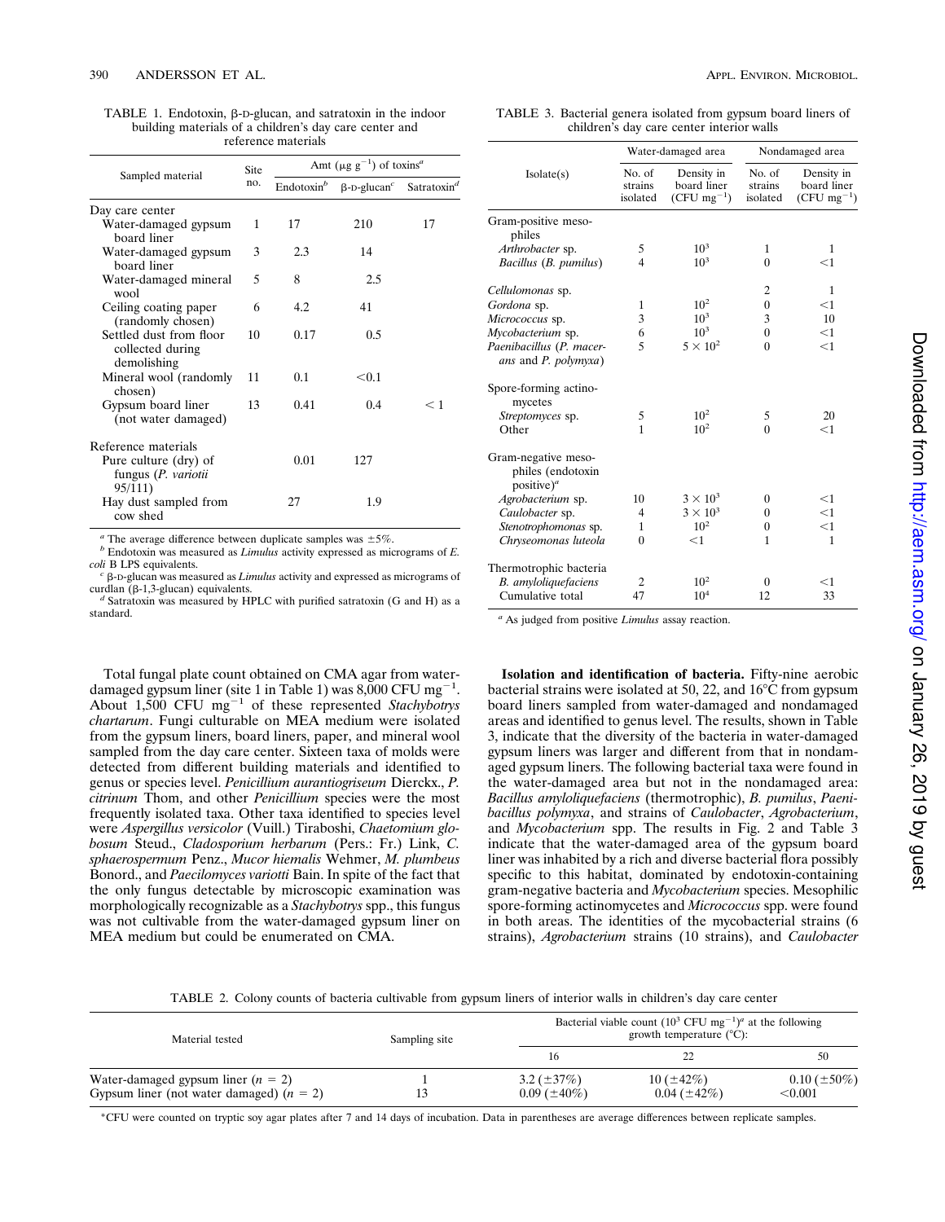TABLE 1. Endotoxin, β-D-glucan, and satratoxin in the indoor building materials of a children's day care center and reference materials

| Sampled material | Site no. | Amt (μg g$^{-1}$) of toxins[a] | | |
|---|---|---|---|---|
| | | Endotoxin[b] | β-D-glucan[c] | Satratoxin[d] |
| Day care center | | | | |
| Water-damaged gypsum board liner | 1 | 17 | 210 | 17 |
| Water-damaged gypsum board liner | 3 | 2.3 | 14 | |
| Water-damaged mineral wool | 5 | 8 | 2.5 | |
| Ceiling coating paper (randomly chosen) | 6 | 4.2 | 41 | |
| Settled dust from floor collected during demolishing | 10 | 0.17 | 0.5 | |
| Mineral wool (randomly chosen) | 11 | 0.1 | <0.1 | |
| Gypsum board liner (not water damaged) | 13 | 0.41 | 0.4 | < 1 |
| Reference materials | | | | |
| Pure culture (dry) of fungus (*P. variotii* 95/111) | | 0.01 | 127 | |
| Hay dust sampled from cow shed | | 27 | 1.9 | |

[a] The average difference between duplicate samples was ±5%.
[b] Endotoxin was measured as *Limulus* activity expressed as micrograms of *E. coli* B LPS equivalents.
[c] β-D-glucan was measured as *Limulus* activity and expressed as micrograms of curdlan (β-1,3-glucan) equivalents.
[d] Satratoxin was measured by HPLC with purified satratoxin (G and H) as a standard.

Total fungal plate count obtained on CMA agar from water-damaged gypsum liner (site 1 in Table 1) was 8,000 CFU mg$^{-1}$. About 1,500 CFU mg$^{-1}$ of these represented *Stachybotrys chartarum*. Fungi culturable on MEA medium were isolated from the gypsum liners, board liners, paper, and mineral wool sampled from the day care center. Sixteen taxa of molds were detected from different building materials and identified to genus or species level. *Penicillium aurantiogriseum* Dierckx., *P. citrinum* Thom, and other *Penicillium* species were the most frequently isolated taxa. Other taxa identified to species level were *Aspergillus versicolor* (Vuill.) Tiraboshi, *Chaetomium globosum* Steud., *Cladosporium herbarum* (Pers.: Fr.) Link, *C. sphaerospermum* Penz., *Mucor hiemalis* Wehmer, *M. plumbeus* Bonord., and *Paecilomyces variotti* Bain. In spite of the fact that the only fungus detectable by microscopic examination was morphologically recognizable as a *Stachybotrys* spp., this fungus was not cultivable from the water-damaged gypsum liner on MEA medium but could be enumerated on CMA.

TABLE 3. Bacterial genera isolated from gypsum board liners of children's day care center interior walls

| Isolate(s) | Water-damaged area | | Nondamaged area | |
|---|---|---|---|---|
| | No. of strains isolated | Density in board liner (CFU mg$^{-1}$) | No. of strains isolated | Density in board liner (CFU mg$^{-1}$) |
| Gram-positive mesophiles | | | | |
| *Arthrobacter* sp. | 5 | $10^3$ | 1 | 1 |
| *Bacillus* (*B. pumilus*) | 4 | $10^3$ | 0 | <1 |
| *Cellulomonas* sp. | | | 2 | 1 |
| *Gordona* sp. | 1 | $10^2$ | 0 | <1 |
| *Micrococcus* sp. | 3 | $10^3$ | 3 | 10 |
| *Mycobacterium* sp. | 6 | $10^3$ | 0 | <1 |
| *Paenibacillus* (*P. macerans* and *P. polymyxa*) | 5 | $5 \times 10^2$ | 0 | <1 |
| Spore-forming actinomycetes | | | | |
| *Streptomyces* sp. | 5 | $10^2$ | 5 | 20 |
| Other | 1 | $10^2$ | 0 | <1 |
| Gram-negative mesophiles (endotoxin positive)[a] | | | | |
| *Agrobacterium* sp. | 10 | $3 \times 10^3$ | 0 | <1 |
| *Caulobacter* sp. | 4 | $3 \times 10^3$ | 0 | <1 |
| *Stenotrophomonas* sp. | 1 | $10^2$ | 0 | <1 |
| *Chryseomonas luteola* | 0 | <1 | 1 | 1 |
| Thermotrophic bacteria | | | | |
| *B. amyloliquefaciens* | 2 | $10^2$ | 0 | <1 |
| Cumulative total | 47 | $10^4$ | 12 | 33 |

[a] As judged from positive *Limulus* assay reaction.

**Isolation and identification of bacteria.** Fifty-nine aerobic bacterial strains were isolated at 50, 22, and 16°C from gypsum board liners sampled from water-damaged and nondamaged areas and identified to genus level. The results, shown in Table 3, indicate that the diversity of the bacteria in water-damaged gypsum liners was larger and different from that in nondamaged gypsum liners. The following bacterial taxa were found in the water-damaged area but not in the nondamaged area: *Bacillus amyloliquefaciens* (thermotrophic), *B. pumilus*, *Paenibacillus polymyxa*, and strains of *Caulobacter*, *Agrobacterium*, and *Mycobacterium* spp. The results in Fig. 2 and Table 3 indicate that the water-damaged area of the gypsum board liner was inhabited by a rich and diverse bacterial flora possibly specific to this habitat, dominated by endotoxin-containing gram-negative bacteria and *Mycobacterium* species. Mesophilic spore-forming actinomycetes and *Micrococcus* spp. were found in both areas. The identities of the mycobacterial strains (6 strains), *Agrobacterium* strains (10 strains), and *Caulobacter*

TABLE 2. Colony counts of bacteria cultivable from gypsum liners of interior walls in children's day care center

| Material tested | Sampling site | Bacterial viable count ($10^3$ CFU mg$^{-1}$)[a] at the following growth temperature (°C): | | |
|---|---|---|---|---|
| | | 16 | 22 | 50 |
| Water-damaged gypsum liner ($n = 2$) | 1 | 3.2 (±37%) | 10 (±42%) | 0.10 (±50%) |
| Gypsum liner (not water damaged) ($n = 2$) | 13 | 0.09 (±40%) | 0.04 (±42%) | <0.001 |

[a] CFU were counted on tryptic soy agar plates after 7 and 14 days of incubation. Data in parentheses are average differences between replicate samples.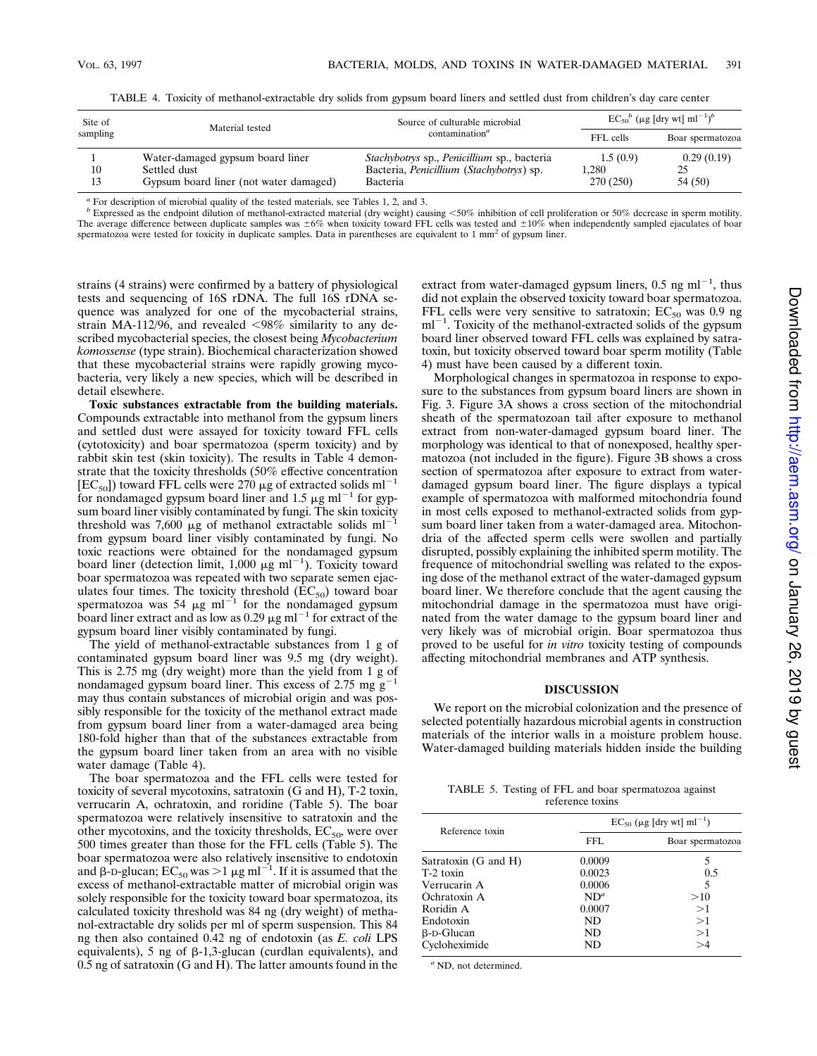TABLE 4. Toxicity of methanol-extractable dry solids from gypsum board liners and settled dust from children's day care center

| Site of sampling | Material tested | Source of culturable microbial contamination[a] | $EC_{50}$[b] (μg [dry wt] $ml^{-1}$)[b] | |
|---|---|---|---|---|
| | | | FFL cells | Boar spermatozoa |
| 1 | Water-damaged gypsum board liner | *Stachybotrys* sp., *Penicillium* sp., bacteria | 1.5 (0.9) | 0.29 (0.19) |
| 10 | Settled dust | Bacteria, *Penicillium* (*Stachybotrys*) sp. | 1,280 | 25 |
| 13 | Gypsum board liner (not water damaged) | Bacteria | 270 (250) | 54 (50) |

[a] For description of microbial quality of the tested materials, see Tables 1, 2, and 3.

[b] Expressed as the endpoint dilution of methanol-extracted material (dry weight) causing <50% inhibition of cell proliferation or 50% decrease in sperm motility. The average difference between duplicate samples was ±6% when toxicity toward FFL cells was tested and ±10% when independently sampled ejaculates of boar spermatozoa were tested for toxicity in duplicate samples. Data in parentheses are equivalent to 1 $mm^2$ of gypsum liner.

strains (4 strains) were confirmed by a battery of physiological tests and sequencing of 16S rDNA. The full 16S rDNA sequence was analyzed for one of the mycobacterial strains, strain MA-112/96, and revealed <98% similarity to any described mycobacterial species, the closest being *Mycobacterium komossense* (type strain). Biochemical characterization showed that these mycobacterial strains were rapidly growing mycobacteria, very likely a new species, which will be described in detail elsewhere.

**Toxic substances extractable from the building materials.** Compounds extractable into methanol from the gypsum liners and settled dust were assayed for toxicity toward FFL cells (cytotoxicity) and boar spermatozoa (sperm toxicity) and by rabbit skin test (skin toxicity). The results in Table 4 demonstrate that the toxicity thresholds (50% effective concentration [$EC_{50}$]) toward FFL cells were 270 μg of extracted solids $ml^{-1}$ for nondamaged gypsum board liner and 1.5 μg $ml^{-1}$ for gypsum board liner visibly contaminated by fungi. The skin toxicity threshold was 7,600 μg of methanol extractable solids $ml^{-1}$ from gypsum board liner visibly contaminated by fungi. No toxic reactions were obtained for the nondamaged gypsum board liner (detection limit, 1,000 μg $ml^{-1}$). Toxicity toward boar spermatozoa was repeated with two separate semen ejaculates four times. The toxicity threshold ($EC_{50}$) toward boar spermatozoa was 54 μg $ml^{-1}$ for the nondamaged gypsum board liner extract and as low as 0.29 μg $ml^{-1}$ for extract of the gypsum board liner visibly contaminated by fungi.

The yield of methanol-extractable substances from 1 g of contaminated gypsum board liner was 9.5 mg (dry weight). This is 2.75 mg (dry weight) more than the yield from 1 g of nondamaged gypsum board liner. This excess of 2.75 mg $g^{-1}$ may thus contain substances of microbial origin and was possibly responsible for the toxicity of the methanol extract made from gypsum board liner from a water-damaged area being 180-fold higher than that of the substances extractable from the gypsum board liner taken from an area with no visible water damage (Table 4).

The boar spermatozoa and the FFL cells were tested for toxicity of several mycotoxins, satratoxin (G and H), T-2 toxin, verrucarin A, ochratoxin, and roridine (Table 5). The boar spermatozoa were relatively insensitive to satratoxin and the other mycotoxins, and the toxicity thresholds, $EC_{50}$, were over 500 times greater than those for the FFL cells (Table 5). The boar spermatozoa were also relatively insensitive to endotoxin and β-D-glucan; $EC_{50}$ was >1 μg $ml^{-1}$. If it is assumed that the excess of methanol-extractable matter of microbial origin was solely responsible for the toxicity toward boar spermatozoa, its calculated toxicity threshold was 84 ng (dry weight) of methanol-extractable dry solids per ml of sperm suspension. This 84 ng then also contained 0.42 ng of endotoxin (as *E. coli* LPS equivalents), 5 ng of β-1,3-glucan (curdlan equivalents), and 0.5 ng of satratoxin (G and H). The latter amounts found in the extract from water-damaged gypsum liners, 0.5 ng $ml^{-1}$, thus did not explain the observed toxicity toward boar spermatozoa. FFL cells were very sensitive to satratoxin; $EC_{50}$ was 0.9 ng $ml^{-1}$. Toxicity of the methanol-extracted solids of the gypsum board liner observed toward FFL cells was explained by satratoxin, but toxicity observed toward boar sperm motility (Table 4) must have been caused by a different toxin.

Morphological changes in spermatozoa in response to exposure to the substances from gypsum board liners are shown in Fig. 3. Figure 3A shows a cross section of the mitochondrial sheath of the spermatozoan tail after exposure to methanol extract from non-water-damaged gypsum board liner. The morphology was identical to that of nonexposed, healthy spermatozoa (not included in the figure). Figure 3B shows a cross section of spermatozoa after exposure to extract from water-damaged gypsum board liner. The figure displays a typical example of spermatozoa with malformed mitochondria found in most cells exposed to methanol-extracted solids from gypsum board liner taken from a water-damaged area. Mitochondria of the affected sperm cells were swollen and partially disrupted, possibly explaining the inhibited sperm motility. The frequence of mitochondrial swelling was related to the exposing dose of the methanol extract of the water-damaged gypsum board liner. We therefore conclude that the agent causing the mitochondrial damage in the spermatozoa must have originated from the water damage to the gypsum board liner and very likely was of microbial origin. Boar spermatozoa thus proved to be useful for *in vitro* toxicity testing of compounds affecting mitochondrial membranes and ATP synthesis.

## DISCUSSION

We report on the microbial colonization and the presence of selected potentially hazardous microbial agents in construction materials of the interior walls in a moisture problem house. Water-damaged building materials hidden inside the building

TABLE 5. Testing of FFL and boar spermatozoa against reference toxins

| Reference toxin | $EC_{50}$ (μg [dry wt] $ml^{-1}$) | |
|---|---|---|
| | FFL | Boar spermatozoa |
| Satratoxin (G and H) | 0.0009 | 5 |
| T-2 toxin | 0.0023 | 0.5 |
| Verrucarin A | 0.0006 | 5 |
| Ochratoxin A | ND[a] | >10 |
| Roridin A | 0.0007 | >1 |
| Endotoxin | ND | >1 |
| β-D-Glucan | ND | >1 |
| Cycloheximide | ND | >4 |

[a] ND, not determined.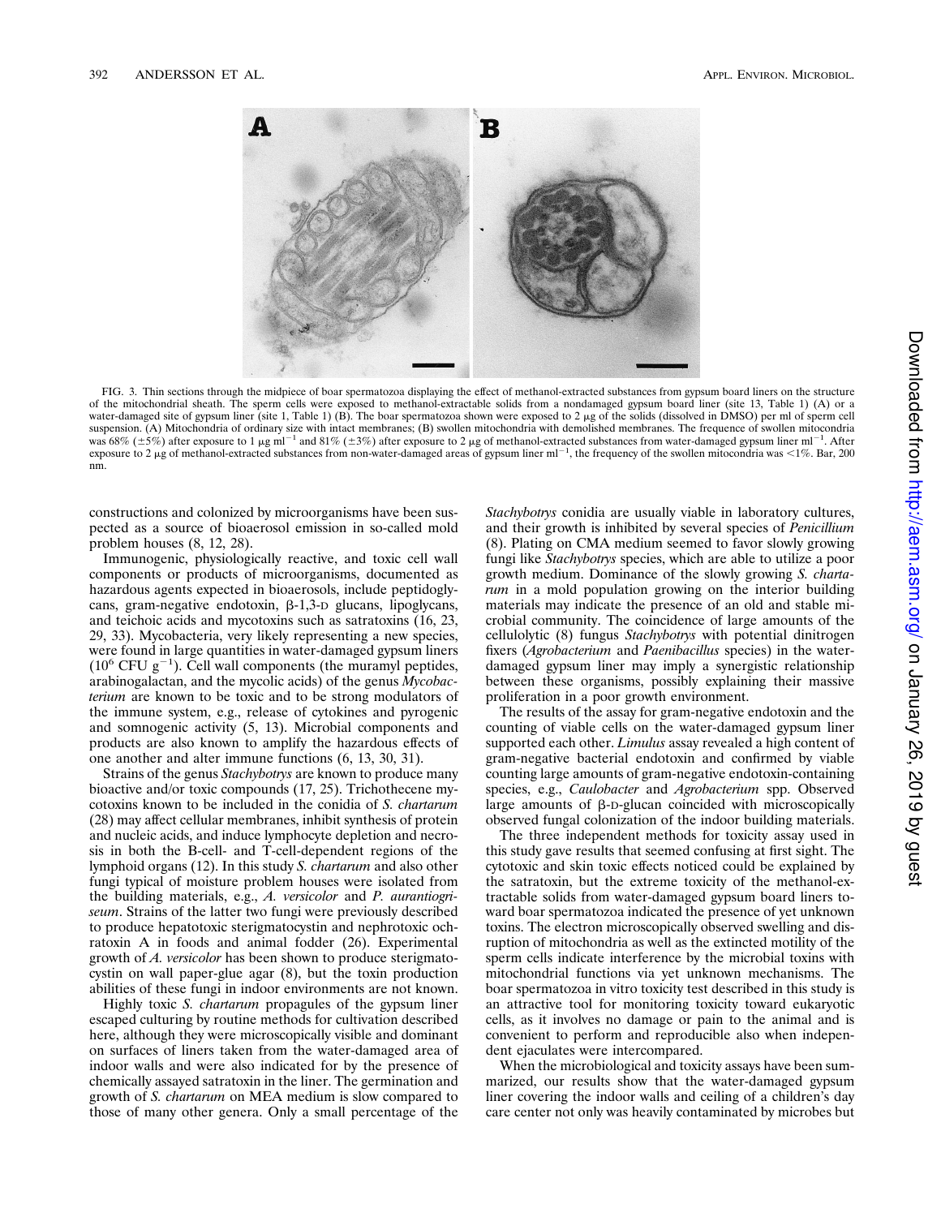FIG. 3. Thin sections through the midpiece of boar spermatozoa displaying the effect of methanol-extracted substances from gypsum board liners on the structure of the mitochondrial sheath. The sperm cells were exposed to methanol-extractable solids from a nondamaged gypsum board liner (site 13, Table 1) (A) or a water-damaged site of gypsum liner (site 1, Table 1) (B). The boar spermatozoa shown were exposed to 2 μg of the solids (dissolved in DMSO) per ml of sperm cell suspension. (A) Mitochondria of ordinary size with intact membranes; (B) swollen mitochondria with demolished membranes. The frequence of swollen mitocondria was 68% (±5%) after exposure to 1 μg ml$^{-1}$ and 81% (±3%) after exposure to 2 μg of methanol-extracted substances from water-damaged gypsum liner ml$^{-1}$. After exposure to 2 μg of methanol-extracted substances from non-water-damaged areas of gypsum liner ml$^{-1}$, the frequency of the swollen mitocondria was <1%. Bar, 200 nm.

constructions and colonized by microorganisms have been suspected as a source of bioaerosol emission in so-called mold problem houses (8, 12, 28).

Immunogenic, physiologically reactive, and toxic cell wall components or products of microorganisms, documented as hazardous agents expected in bioaerosols, include peptidoglycans, gram-negative endotoxin, β-1,3-D glucans, lipoglycans, and teichoic acids and mycotoxins such as satratoxins (16, 23, 29, 33). Mycobacteria, very likely representing a new species, were found in large quantities in water-damaged gypsum liners ($10^6$ CFU g$^{-1}$). Cell wall components (the muramyl peptides, arabinogalactan, and the mycolic acids) of the genus *Mycobacterium* are known to be toxic and to be strong modulators of the immune system, e.g., release of cytokines and pyrogenic and somnogenic activity (5, 13). Microbial components and products are also known to amplify the hazardous effects of one another and alter immune functions (6, 13, 30, 31).

Strains of the genus *Stachybotrys* are known to produce many bioactive and/or toxic compounds (17, 25). Trichothecene mycotoxins known to be included in the conidia of *S. chartarum* (28) may affect cellular membranes, inhibit synthesis of protein and nucleic acids, and induce lymphocyte depletion and necrosis in both the B-cell- and T-cell-dependent regions of the lymphoid organs (12). In this study *S. chartarum* and also other fungi typical of moisture problem houses were isolated from the building materials, e.g., *A. versicolor* and *P. aurantiogriseum*. Strains of the latter two fungi were previously described to produce hepatotoxic sterigmatocystin and nephrotoxic ochratoxin A in foods and animal fodder (26). Experimental growth of *A. versicolor* has been shown to produce sterigmatocystin on wall paper-glue agar (8), but the toxin production abilities of these fungi in indoor environments are not known.

Highly toxic *S. chartarum* propagules of the gypsum liner escaped culturing by routine methods for cultivation described here, although they were microscopically visible and dominant on surfaces of liners taken from the water-damaged area of indoor walls and were also indicated for by the presence of chemically assayed satratoxin in the liner. The germination and growth of *S. chartarum* on MEA medium is slow compared to those of many other genera. Only a small percentage of the *Stachybotrys* conidia are usually viable in laboratory cultures, and their growth is inhibited by several species of *Penicillium* (8). Plating on CMA medium seemed to favor slowly growing fungi like *Stachybotrys* species, which are able to utilize a poor growth medium. Dominance of the slowly growing *S. chartarum* in a mold population growing on the interior building materials may indicate the presence of an old and stable microbial community. The coincidence of large amounts of the cellulolytic (8) fungus *Stachybotrys* with potential dinitrogen fixers (*Agrobacterium* and *Paenibacillus* species) in the water-damaged gypsum liner may imply a synergistic relationship between these organisms, possibly explaining their massive proliferation in a poor growth environment.

The results of the assay for gram-negative endotoxin and the counting of viable cells on the water-damaged gypsum liner supported each other. *Limulus* assay revealed a high content of gram-negative bacterial endotoxin and confirmed by viable counting large amounts of gram-negative endotoxin-containing species, e.g., *Caulobacter* and *Agrobacterium* spp. Observed large amounts of β-D-glucan coincided with microscopically observed fungal colonization of the indoor building materials.

The three independent methods for toxicity assay used in this study gave results that seemed confusing at first sight. The cytotoxic and skin toxic effects noticed could be explained by the satratoxin, but the extreme toxicity of the methanol-extractable solids from water-damaged gypsum board liners toward boar spermatozoa indicated the presence of yet unknown toxins. The electron microscopically observed swelling and disruption of mitochondria as well as the extincted motility of the sperm cells indicate interference by the microbial toxins with mitochondrial functions via yet unknown mechanisms. The boar spermatozoa in vitro toxicity test described in this study is an attractive tool for monitoring toxicity toward eukaryotic cells, as it involves no damage or pain to the animal and is convenient to perform and reproducible also when independent ejaculates were intercompared.

When the microbiological and toxicity assays have been summarized, our results show that the water-damaged gypsum liner covering the indoor walls and ceiling of a children's day care center not only was heavily contaminated by microbes but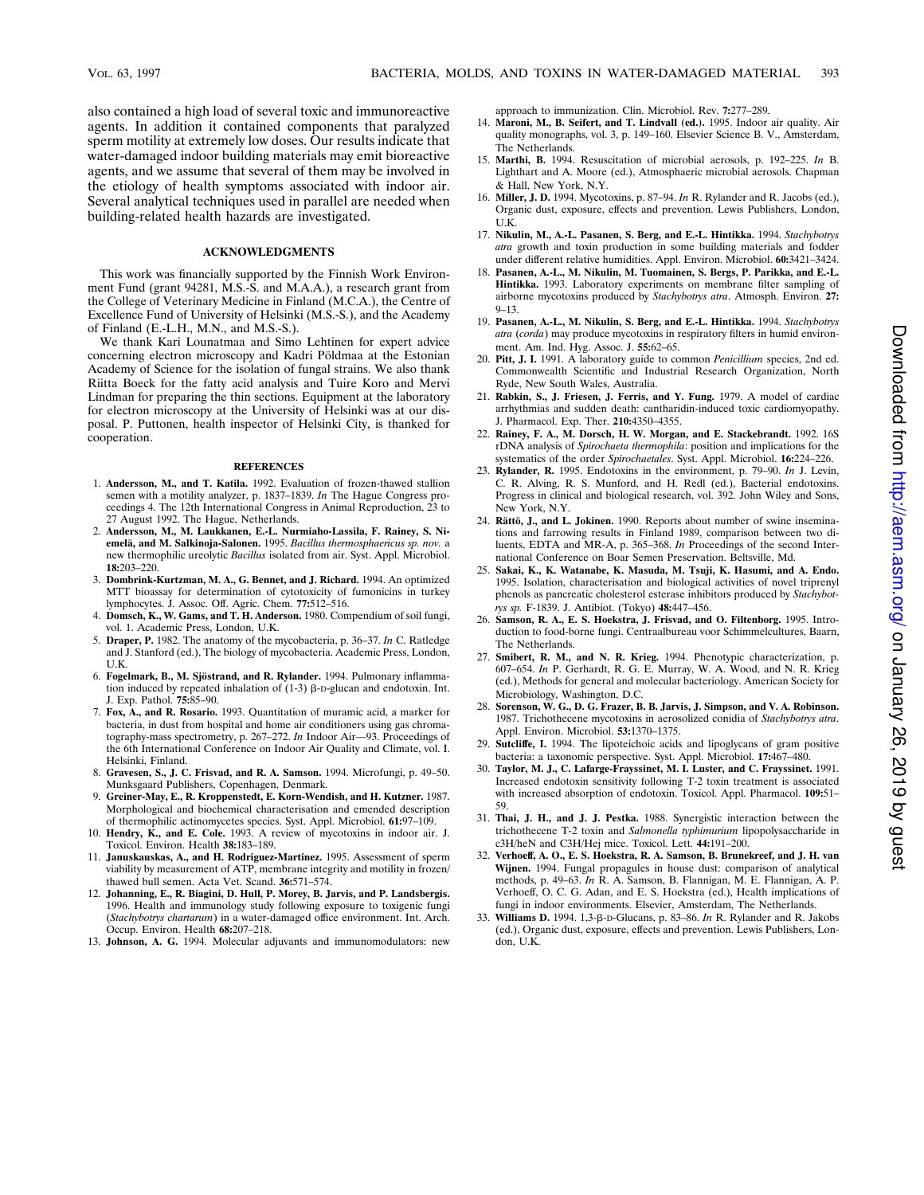also contained a high load of several toxic and immunoreactive agents. In addition it contained components that paralyzed sperm motility at extremely low doses. Our results indicate that water-damaged indoor building materials may emit bioreactive agents, and we assume that several of them may be involved in the etiology of health symptoms associated with indoor air. Several analytical techniques used in parallel are needed when building-related health hazards are investigated.

## ACKNOWLEDGMENTS

This work was financially supported by the Finnish Work Environment Fund (grant 94281, M.S.-S. and M.A.A.), a research grant from the College of Veterinary Medicine in Finland (M.C.A.), the Centre of Excellence Fund of University of Helsinki (M.S.-S.), and the Academy of Finland (E.-L.H., M.N., and M.S.-S.).

We thank Kari Lounatmaa and Simo Lehtinen for expert advice concerning electron microscopy and Kadri Põldmaa at the Estonian Academy of Science for the isolation of fungal strains. We also thank Riitta Boeck for the fatty acid analysis and Tuire Koro and Mervi Lindman for preparing the thin sections. Equipment at the laboratory for electron microscopy at the University of Helsinki was at our disposal. P. Puttonen, health inspector of Helsinki City, is thanked for cooperation.

## REFERENCES

1. **Andersson, M., and T. Katila.** 1992. Evaluation of frozen-thawed stallion semen with a motility analyzer, p. 1837–1839. *In* The Hague Congress proceedings 4. The 12th International Congress in Animal Reproduction, 23 to 27 August 1992. The Hague, Netherlands.
2. **Andersson, M., M. Laukkanen, E.-L. Nurmiaho-Lassila, F. Rainey, S. Niemelä, and M. Salkinoja-Salonen.** 1995. *Bacillus thermosphaericus sp. nov.* a new thermophilic ureolytic *Bacillus* isolated from air. Syst. Appl. Microbiol. **18:**203–220.
3. **Dombrink-Kurtzman, M. A., G. Bennet, and J. Richard.** 1994. An optimized MTT bioassay for determination of cytotoxicity of fumonicins in turkey lymphocytes. J. Assoc. Off. Agric. Chem. **77:**512–516.
4. **Domsch, K., W. Gams, and T. H. Anderson.** 1980. Compendium of soil fungi, vol. 1. Academic Press, London, U.K.
5. **Draper, P.** 1982. The anatomy of the mycobacteria, p. 36–37. *In* C. Ratledge and J. Stanford (ed.), The biology of mycobacteria. Academic Press, London, U.K.
6. **Fogelmark, B., M. Sjöstrand, and R. Rylander.** 1994. Pulmonary inflammation induced by repeated inhalation of (1-3) β-D-glucan and endotoxin. Int. J. Exp. Pathol. **75:**85–90.
7. **Fox, A., and R. Rosario.** 1993. Quantitation of muramic acid, a marker for bacteria, in dust from hospital and home air conditioners using gas chromatography-mass spectrometry, p. 267–272. *In* Indoor Air—93. Proceedings of the 6th International Conference on Indoor Air Quality and Climate, vol. I. Helsinki, Finland.
8. **Gravesen, S., J. C. Frisvad, and R. A. Samson.** 1994. Microfungi, p. 49–50. Munksgaard Publishers, Copenhagen, Denmark.
9. **Greiner-May, E., R. Kroppenstedt, E. Korn-Wendish, and H. Kutzner.** 1987. Morphological and biochemical characterisation and emended description of thermophilic actinomycetes species. Syst. Appl. Microbiol. **61:**97–109.
10. **Hendry, K., and E. Cole.** 1993. A review of mycotoxins in indoor air. J. Toxicol. Environ. Health **38:**183–189.
11. **Januskauskas, A., and H. Rodriguez-Martinez.** 1995. Assessment of sperm viability by measurement of ATP, membrane integrity and motility in frozen/thawed bull semen. Acta Vet. Scand. **36:**571–574.
12. **Johanning, E., R. Biagini, D. Hull, P. Morey, B. Jarvis, and P. Landsbergis.** 1996. Health and immunology study following exposure to toxigenic fungi (*Stachybotrys chartarum*) in a water-damaged office environment. Int. Arch. Occup. Environ. Health **68:**207–218.
13. **Johnson, A. G.** 1994. Molecular adjuvants and immunomodulators: new approach to immunization. Clin. Microbiol. Rev. **7:**277–289.
14. **Maroni, M., B. Seifert, and T. Lindvall (ed.).** 1995. Indoor air quality. Air quality monographs, vol. 3, p. 149–160. Elsevier Science B. V., Amsterdam, The Netherlands.
15. **Marthi, B.** 1994. Resuscitation of microbial aerosols, p. 192–225. *In* B. Lighthart and A. Moore (ed.), Atmosphaeric microbial aerosols. Chapman & Hall, New York, N.Y.
16. **Miller, J. D.** 1994. Mycotoxins, p. 87–94. *In* R. Rylander and R. Jacobs (ed.), Organic dust, exposure, effects and prevention. Lewis Publishers, London, U.K.
17. **Nikulin, M., A.-L. Pasanen, S. Berg, and E.-L. Hintikka.** 1994. *Stachybotrys atra* growth and toxin production in some building materials and fodder under different relative humidities. Appl. Environ. Microbiol. **60:**3421–3424.
18. **Pasanen, A.-L., M. Nikulin, M. Tuomainen, S. Bergs, P. Parikka, and E.-L. Hintikka.** 1993. Laboratory experiments on membrane filter sampling of airborne mycotoxins produced by *Stachybotrys atra*. Atmosph. Environ. **27:** 9–13.
19. **Pasanen, A.-L., M. Nikulin, S. Berg, and E.-L. Hintikka.** 1994. *Stachybotrys atra* (*corda*) may produce mycotoxins in respiratory filters in humid environment. Am. Ind. Hyg. Assoc. J. **55:**62–65.
20. **Pitt, J. I.** 1991. A laboratory guide to common *Penicillium* species, 2nd ed. Commonwealth Scientific and Industrial Research Organization, North Ryde, New South Wales, Australia.
21. **Rabkin, S., J. Friesen, J. Ferris, and Y. Fung.** 1979. A model of cardiac arrhythmias and sudden death: cantharidin-induced toxic cardiomyopathy. J. Pharmacol. Exp. Ther. **210:**4350–4355.
22. **Rainey, F. A., M. Dorsch, H. W. Morgan, and E. Stackebrandt.** 1992. 16S rDNA analysis of *Spirochaeta thermophila*: position and implications for the systematics of the order *Spirochaetales*. Syst. Appl. Microbiol. **16:**224–226.
23. **Rylander, R.** 1995. Endotoxins in the environment, p. 79–90. *In* J. Levin, C. R. Alving, R. S. Munford, and H. Redl (ed.), Bacterial endotoxins. Progress in clinical and biological research, vol. 392. John Wiley and Sons, New York, N.Y.
24. **Rättö, J., and L. Jokinen.** 1990. Reports about number of swine inseminations and farrowing results in Finland 1989, comparison between two diluents, EDTA and MR-A, p. 365–368. *In* Proceedings of the second International Conference on Boar Semen Preservation. Beltsville, Md.
25. **Sakai, K., K. Watanabe, K. Masuda, M. Tsuji, K. Hasumi, and A. Endo.** 1995. Isolation, characterisation and biological activities of novel triprenyl phenols as pancreatic cholesterol esterase inhibitors produced by *Stachybotrys sp.* F-1839. J. Antibiot. (Tokyo) **48:**447–456.
26. **Samson, R. A., E. S. Hoekstra, J. Frisvad, and O. Filtenborg.** 1995. Introduction to food-borne fungi. Centraalbureau voor Schimmelcultures, Baarn, The Netherlands.
27. **Smibert, R. M., and N. R. Krieg.** 1994. Phenotypic characterization, p. 607–654. *In* P. Gerhardt, R. G. E. Murray, W. A. Wood, and N. R. Krieg (ed.), Methods for general and molecular bacteriology. American Society for Microbiology, Washington, D.C.
28. **Sorenson, W. G., D. G. Frazer, B. B. Jarvis, J. Simpson, and V. A. Robinson.** 1987. Trichothecene mycotoxins in aerosolized conidia of *Stachybotrys atra*. Appl. Environ. Microbiol. **53:**1370–1375.
29. **Sutcliffe, I.** 1994. The lipoteichoic acids and lipoglycans of gram positive bacteria: a taxonomic perspective. Syst. Appl. Microbiol. **17:**467–480.
30. **Taylor, M. J., C. Lafarge-Frayssinet, M. I. Luster, and C. Frayssinet.** 1991. Increased endotoxin sensitivity following T-2 toxin treatment is associated with increased absorption of endotoxin. Toxicol. Appl. Pharmacol. **109:**51–59.
31. **Thai, J. H., and J. J. Pestka.** 1988. Synergistic interaction between the trichothecene T-2 toxin and *Salmonella typhimurium* lipopolysaccharide in c3H/heN and C3H/Hej mice. Toxicol. Lett. **44:**191–200.
32. **Verhoeff, A. O., E. S. Hoekstra, R. A. Samson, B. Brunekreef, and J. H. van Wijnen.** 1994. Fungal propagules in house dust: comparison of analytical methods, p. 49–63. *In* R. A. Samson, B. Flannigan, M. E. Flannigan, A. P. Verhoeff, O. C. G. Adan, and E. S. Hoekstra (ed.), Health implications of fungi in indoor environments. Elsevier, Amsterdam, The Netherlands.
33. **Williams D.** 1994. 1,3-β-D-Glucans, p. 83–86. *In* R. Rylander and R. Jakobs (ed.), Organic dust, exposure, effects and prevention. Lewis Publishers, London, U.K.